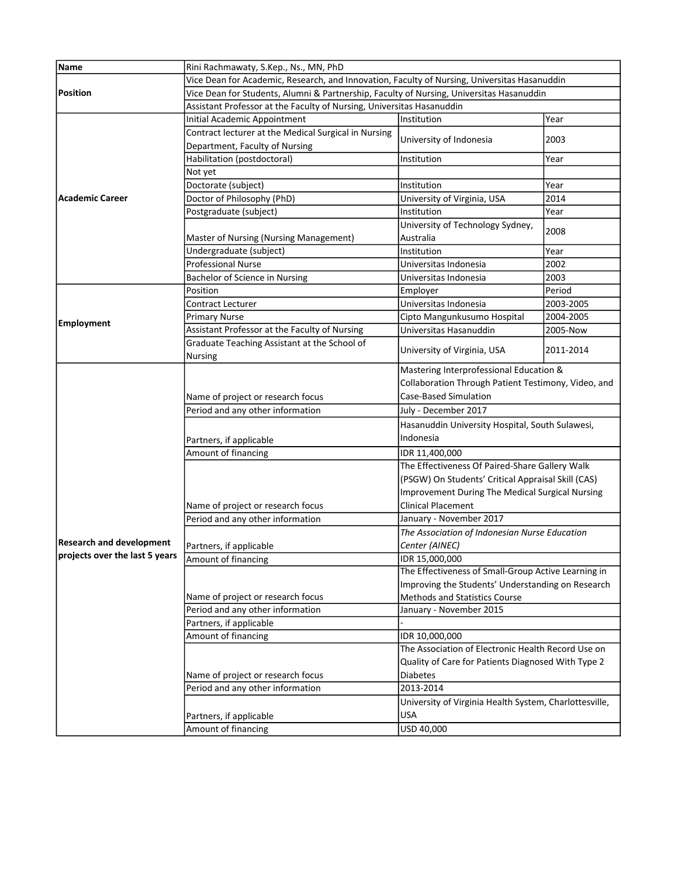| Name | Rini Rachmawaty, S.Kep., Ns., MN, PhD | | |
|---|---|---|---|
| Position | Vice Dean for Academic, Research, and Innovation, Faculty of Nursing, Universitas Hasanuddin | | |
| | Vice Dean for Students, Alumni & Partnership, Faculty of Nursing, Universitas Hasanuddin | | |
| | Assistant Professor at the Faculty of Nursing, Universitas Hasanuddin | | |
| Academic Career | Initial Academic Appointment | Institution | Year |
| | Contract lecturer at the Medical Surgical in Nursing Department, Faculty of Nursing | University of Indonesia | 2003 |
| | Habilitation (postdoctoral) | Institution | Year |
| | Not yet | | |
| | Doctorate (subject) | Institution | Year |
| | Doctor of Philosophy (PhD) | University of Virginia, USA | 2014 |
| | Postgraduate (subject) | Institution | Year |
| | Master of Nursing (Nursing Management) | University of Technology Sydney, Australia | 2008 |
| | Undergraduate (subject) | Institution | Year |
| | Professional Nurse | Universitas Indonesia | 2002 |
| | Bachelor of Science in Nursing | Universitas Indonesia | 2003 |
| Employment | Position | Employer | Period |
| | Contract Lecturer | Universitas Indonesia | 2003-2005 |
| | Primary Nurse | Cipto Mangunkusumo Hospital | 2004-2005 |
| | Assistant Professor at the Faculty of Nursing | Universitas Hasanuddin | 2005-Now |
| | Graduate Teaching Assistant at the School of Nursing | University of Virginia, USA | 2011-2014 |
| Research and development projects over the last 5 years | Name of project or research focus | Mastering Interprofessional Education & Collaboration Through Patient Testimony, Video, and Case-Based Simulation | |
| | Period and any other information | July - December 2017 | |
| | Partners, if applicable | Hasanuddin University Hospital, South Sulawesi, Indonesia | |
| | Amount of financing | IDR 11,400,000 | |
| | Name of project or research focus | The Effectiveness Of Paired-Share Gallery Walk (PSGW) On Students' Critical Appraisal Skill (CAS) Improvement During The Medical Surgical Nursing Clinical Placement | |
| | Period and any other information | January - November 2017 | |
| | Partners, if applicable | *The Association of Indonesian Nurse Education Center (AINEC)* | |
| | Amount of financing | IDR 15,000,000 | |
| | Name of project or research focus | The Effectiveness of Small-Group Active Learning in Improving the Students' Understanding on Research Methods and Statistics Course | |
| | Period and any other information | January - November 2015 | |
| | Partners, if applicable | - | |
| | Amount of financing | IDR 10,000,000 | |
| | Name of project or research focus | The Association of Electronic Health Record Use on Quality of Care for Patients Diagnosed With Type 2 Diabetes | |
| | Period and any other information | 2013-2014 | |
| | Partners, if applicable | University of Virginia Health System, Charlottesville, USA | |
| | Amount of financing | USD 40,000 | |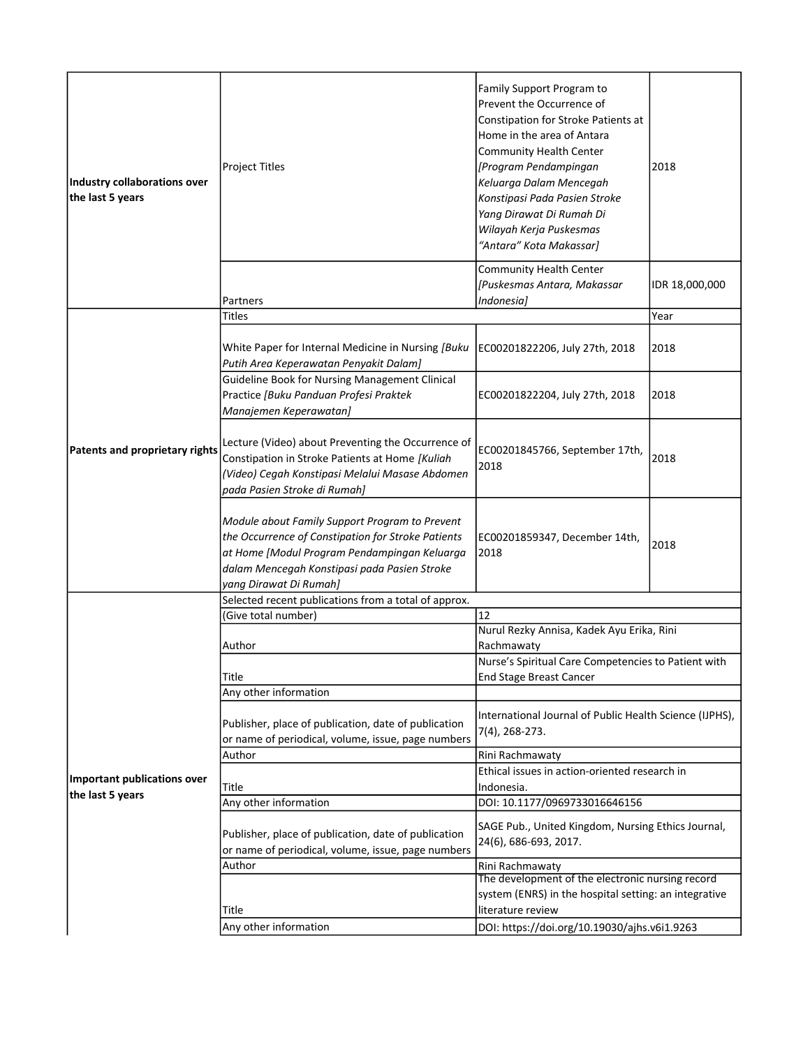| | | | |
|---|---|---|---|
| **Industry collaborations over the last 5 years** | Project Titles | Family Support Program to Prevent the Occurrence of Constipation for Stroke Patients at Home in the area of Antara Community Health Center *[Program Pendampingan Keluarga Dalam Mencegah Konstipasi Pada Pasien Stroke Yang Dirawat Di Rumah Di Wilayah Kerja Puskesmas "Antara" Kota Makassar]* | 2018 |
| | Partners | Community Health Center *[Puskesmas Antara, Makassar Indonesia]* | IDR 18,000,000 |
| **Patents and proprietary rights** | Titles | | Year |
| | White Paper for Internal Medicine in Nursing *[Buku Putih Area Keperawatan Penyakit Dalam]* | EC00201822206, July 27th, 2018 | 2018 |
| | Guideline Book for Nursing Management Clinical Practice *[Buku Panduan Profesi Praktek Manajemen Keperawatan]* | EC00201822204, July 27th, 2018 | 2018 |
| | Lecture (Video) about Preventing the Occurrence of Constipation in Stroke Patients at Home *[Kuliah (Video) Cegah Konstipasi Melalui Masase Abdomen pada Pasien Stroke di Rumah]* | EC00201845766, September 17th, 2018 | 2018 |
| | *Module about Family Support Program to Prevent the Occurrence of Constipation for Stroke Patients at Home [Modul Program Pendampingan Keluarga dalam Mencegah Konstipasi pada Pasien Stroke yang Dirawat Di Rumah]* | EC00201859347, December 14th, 2018 | 2018 |
| **Important publications over the last 5 years** | Selected recent publications from a total of approx. | | |
| | (Give total number) | 12 | |
| | Author | Nurul Rezky Annisa, Kadek Ayu Erika, Rini Rachmawaty | |
| | Title | Nurse's Spiritual Care Competencies to Patient with End Stage Breast Cancer | |
| | Any other information | | |
| | Publisher, place of publication, date of publication or name of periodical, volume, issue, page numbers | International Journal of Public Health Science (IJPHS), 7(4), 268-273. | |
| | Author | Rini Rachmawaty | |
| | Title | Ethical issues in action-oriented research in Indonesia. | |
| | Any other information | DOI: 10.1177/0969733016646156 | |
| | Publisher, place of publication, date of publication or name of periodical, volume, issue, page numbers | SAGE Pub., United Kingdom, Nursing Ethics Journal, 24(6), 686-693, 2017. | |
| | Author | Rini Rachmawaty | |
| | Title | The development of the electronic nursing record system (ENRS) in the hospital setting: an integrative literature review | |
| | Any other information | DOI: https://doi.org/10.19030/ajhs.v6i1.9263 | |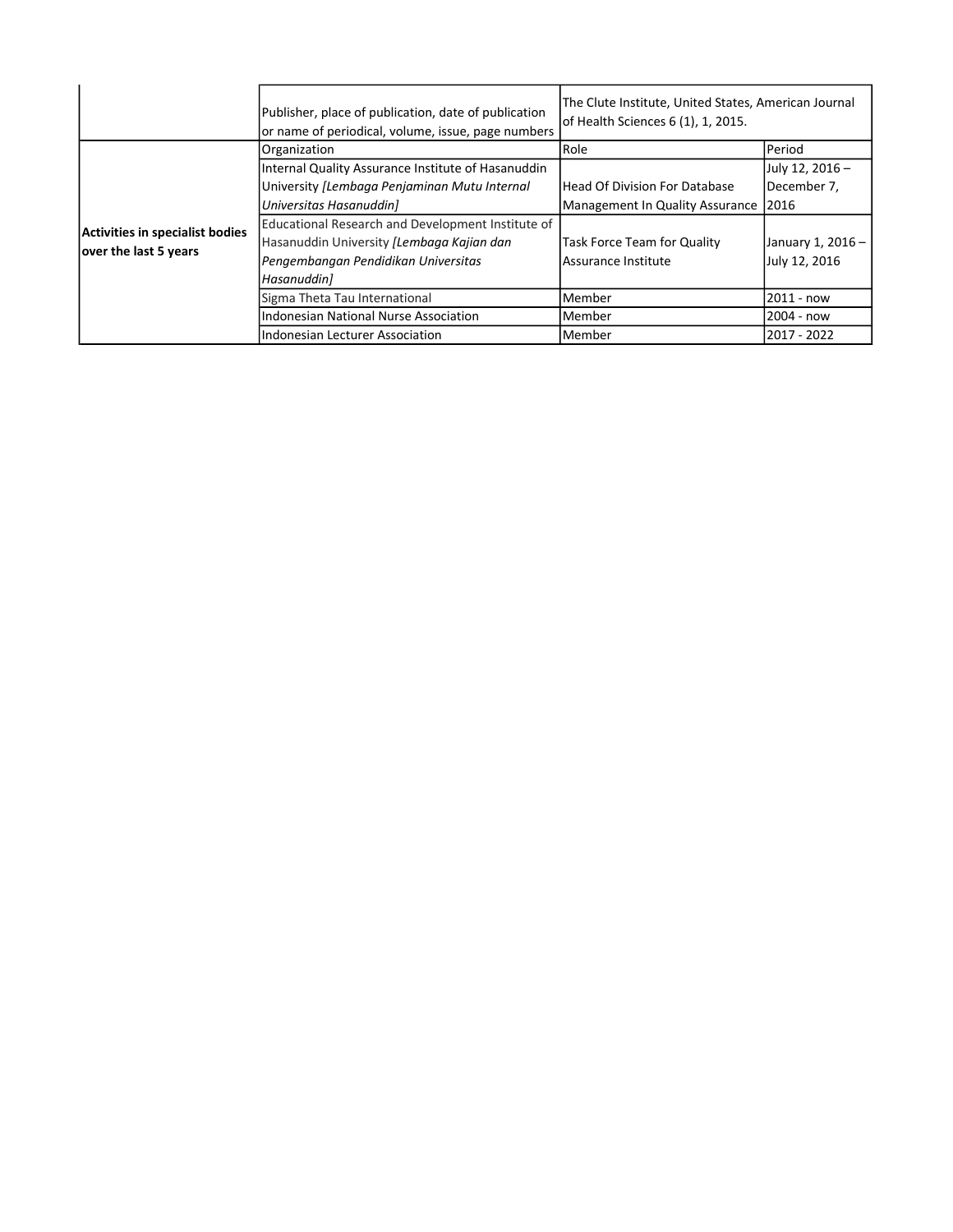| | | | |
|---|---|---|---|
| | Publisher, place of publication, date of publication or name of periodical, volume, issue, page numbers | The Clute Institute, United States, American Journal of Health Sciences 6 (1), 1, 2015. | |
| **Activities in specialist bodies over the last 5 years** | Organization | Role | Period |
| | Internal Quality Assurance Institute of Hasanuddin University *[Lembaga Penjaminan Mutu Internal Universitas Hasanuddin]* | Head Of Division For Database Management In Quality Assurance | July 12, 2016 – December 7, 2016 |
| | Educational Research and Development Institute of Hasanuddin University *[Lembaga Kajian dan Pengembangan Pendidikan Universitas Hasanuddin]* | Task Force Team for Quality Assurance Institute | January 1, 2016 – July 12, 2016 |
| | Sigma Theta Tau International | Member | 2011 - now |
| | Indonesian National Nurse Association | Member | 2004 - now |
| | Indonesian Lecturer Association | Member | 2017 - 2022 |